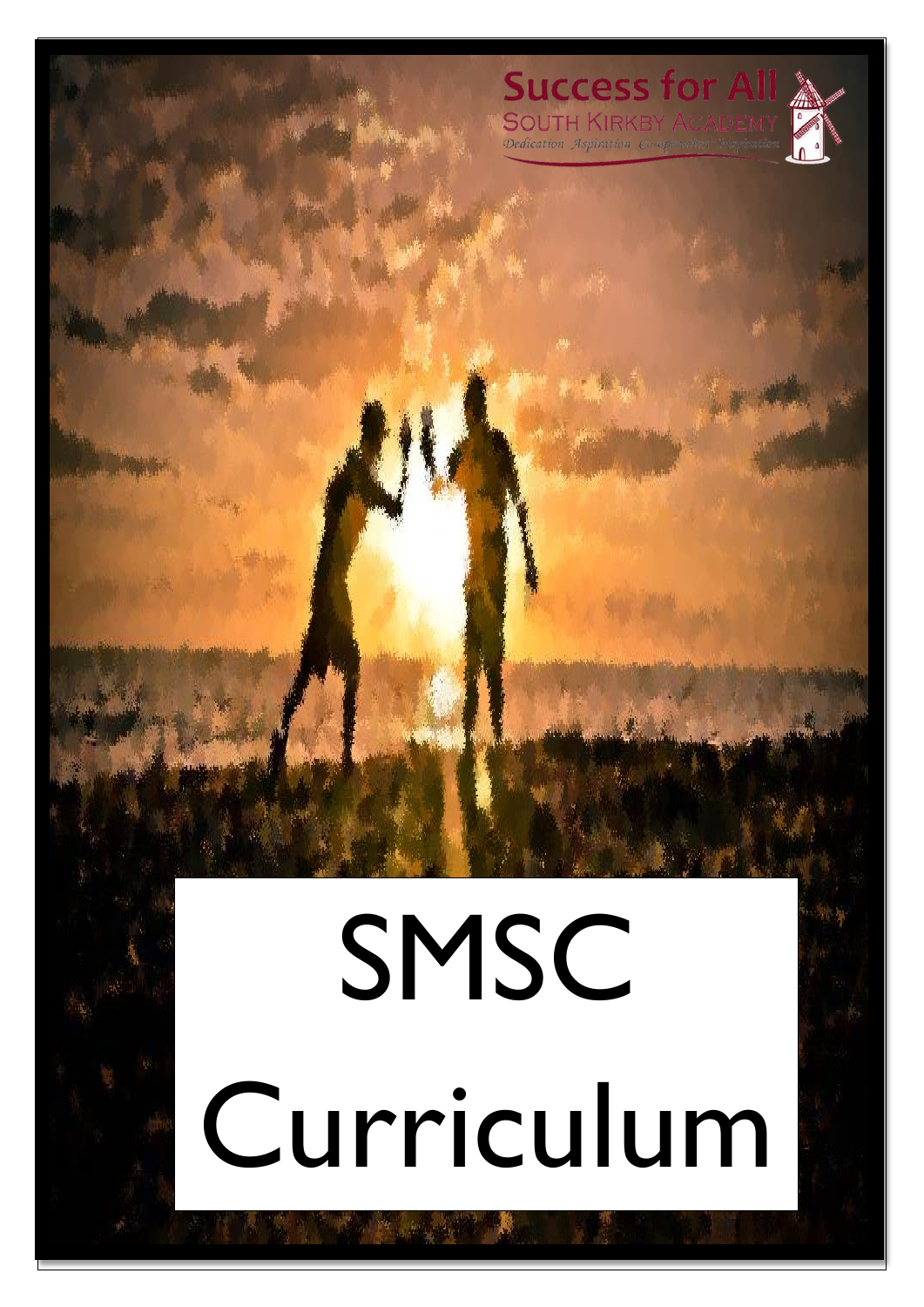Success for All

SOUTH KIRKBY ACADEMY

*Dedication Aspiration Co-operation Inspiration*

# SMSC Curriculum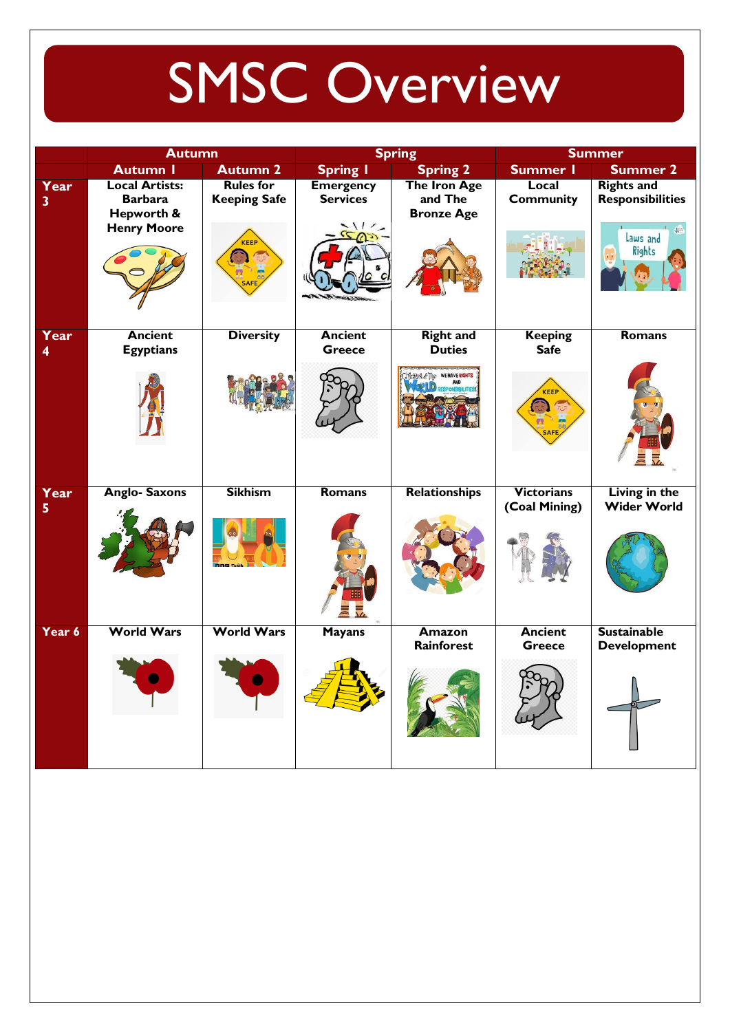# SMSC Overview

| | Autumn | | Spring | | Summer | |
|---|---|---|---|---|---|---|
| | Autumn 1 | Autumn 2 | Spring 1 | Spring 2 | Summer 1 | Summer 2 |
| Year 3 | Local Artists: Barbara Hepworth & Henry Moore | Rules for Keeping Safe | Emergency Services | The Iron Age and The Bronze Age | Local Community | Rights and Responsibilities |
| Year 4 | Ancient Egyptians | Diversity | Ancient Greece | Right and Duties | Keeping Safe | Romans |
| Year 5 | Anglo- Saxons | Sikhism | Romans | Relationships | Victorians (Coal Mining) | Living in the Wider World |
| Year 6 | World Wars | World Wars | Mayans | Amazon Rainforest | Ancient Greece | Sustainable Development |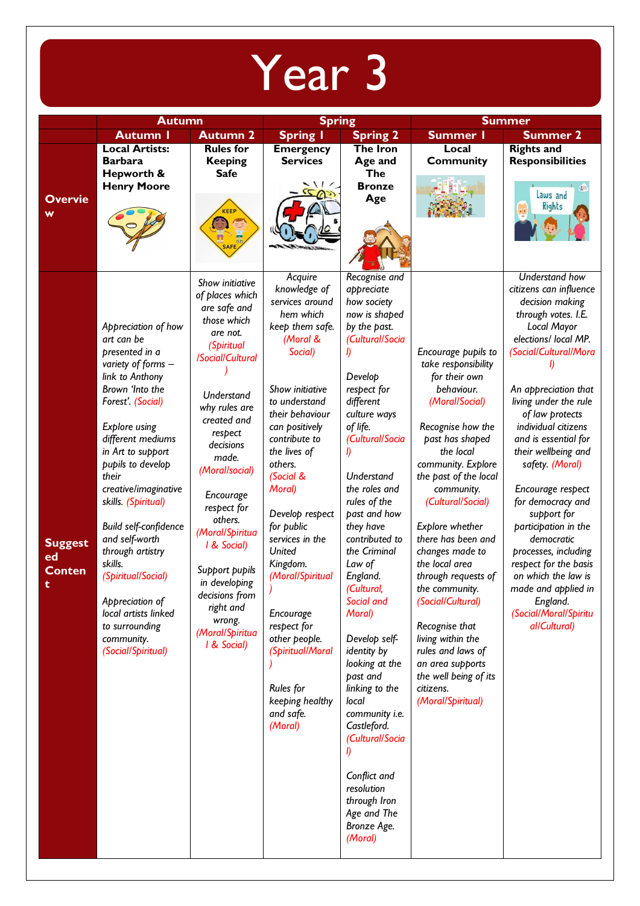# Year 3

| | Autumn | | Spring | | Summer | |
|---|---|---|---|---|---|---|
| | **Autumn 1** | **Autumn 2** | **Spring 1** | **Spring 2** | **Summer 1** | **Summer 2** |
| **Overview** | **Local Artists: Barbara Hepworth & Henry Moore** | **Rules for Keeping Safe** | **Emergency Services** | **The Iron Age and The Bronze Age** | **Local Community** | **Rights and Responsibilities** |
| **Suggested Content** | *Appreciation of how art can be presented in a variety of forms – link to Anthony Brown 'Into the Forest'. (Social)*<br><br>*Explore using different mediums in Art to support pupils to develop their creative/imaginative skills. (Spiritual)*<br><br>*Build self-confidence and self-worth through artistry skills. (Spiritual/Social)*<br><br>*Appreciation of local artists linked to surrounding community. (Social/Spiritual)* | *Show initiative of places which are safe and those which are not. (Spiritual /Social/Cultural)*<br><br>*Understand why rules are created and respect decisions made. (Moral/social)*<br><br>*Encourage respect for others. (Moral/Spiritual & Social)*<br><br>*Support pupils in developing decisions from right and wrong. (Moral/Spiritual & Social)* | *Acquire knowledge of services around hem which keep them safe. (Moral & Social)*<br><br>*Show initiative to understand their behaviour can positively contribute to the lives of others. (Social & Moral)*<br><br>*Develop respect for public services in the United Kingdom. (Moral/Spiritual)*<br><br>*Encourage respect for other people. (Spiritual/Moral)*<br><br>*Rules for keeping healthy and safe. (Moral)* | *Recognise and appreciate how society now is shaped by the past. (Cultural/Social)*<br><br>*Develop respect for different culture ways of life. (Cultural/Social)*<br><br>*Understand the roles and rules of the past and how they have contributed to the Criminal Law of England. (Cultural, Social and Moral)*<br><br>*Develop self-identity by looking at the past and linking to the local community i.e. Castleford. (Cultural/Social)*<br><br>*Conflict and resolution through Iron Age and The Bronze Age. (Moral)* | *Encourage pupils to take responsibility for their own behaviour. (Moral/Social)*<br><br>*Recognise how the past has shaped the local community. Explore the past of the local community. (Cultural/Social)*<br><br>*Explore whether there has been and changes made to the local area through requests of the community. (Social/Cultural)*<br><br>*Recognise that living within the rules and laws of an area supports the well being of its citizens. (Moral/Spiritual)* | *Understand how citizens can influence decision making through votes. I.E. Local Mayor elections/ local MP. (Social/Cultural/Moral)*<br><br>*An appreciation that living under the rule of law protects individual citizens and is essential for their wellbeing and safety. (Moral)*<br><br>*Encourage respect for democracy and support for participation in the democratic processes, including respect for the basis on which the law is made and applied in England. (Social/Moral/Spiritual/Cultural)* |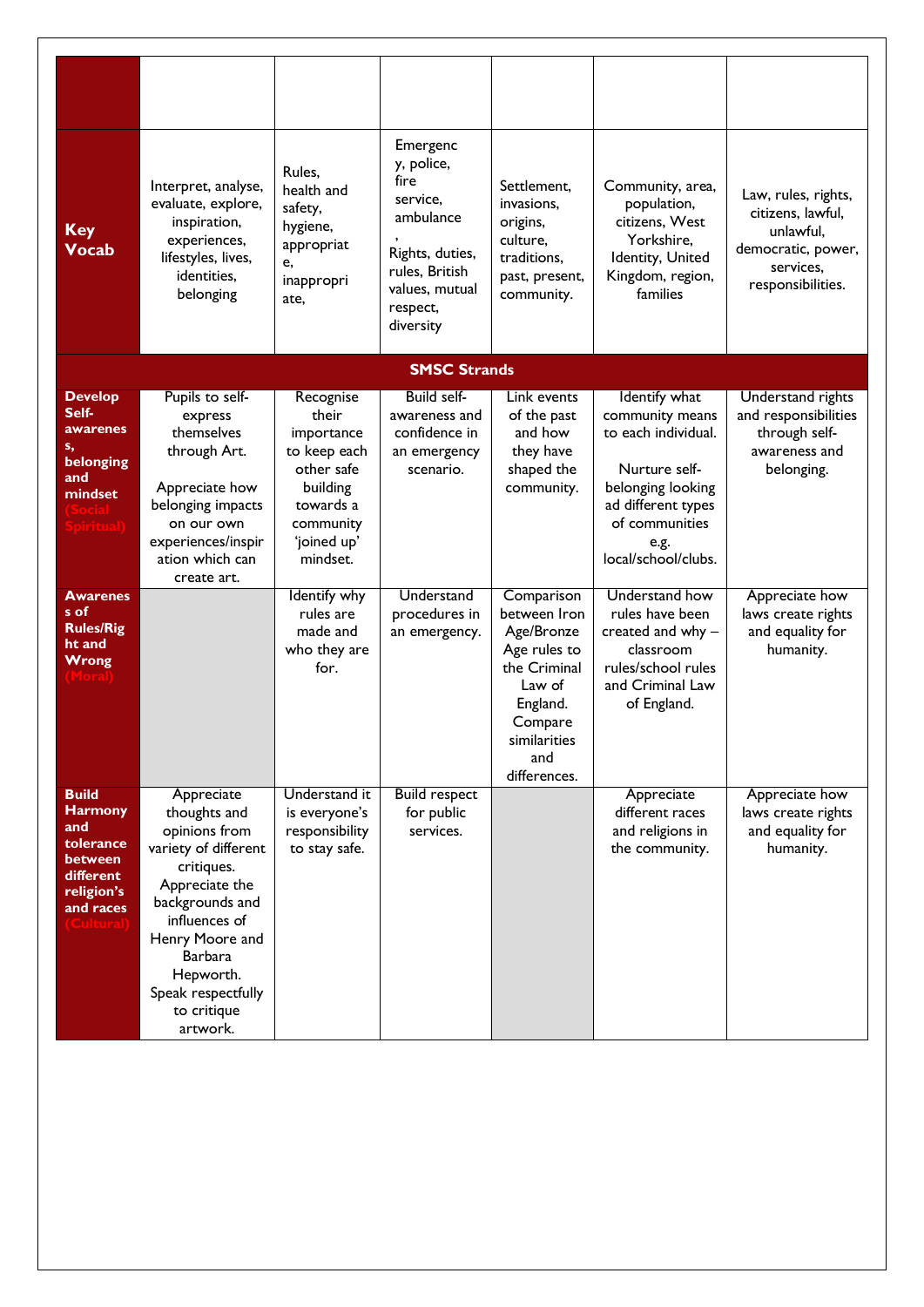| | | | | | | |
|---|---|---|---|---|---|---|
| **Key Vocab** | Interpret, analyse, evaluate, explore, inspiration, experiences, lifestyles, lives, identities, belonging | Rules, health and safety, hygiene, appropriate, inappropriate, | Emergency, police, fire service, ambulance, Rights, duties, rules, British values, mutual respect, diversity | Settlement, invasions, origins, culture, traditions, past, present, community. | Community, area, population, citizens, West Yorkshire, Identity, United Kingdom, region, families | Law, rules, rights, citizens, lawful, unlawful, democratic, power, services, responsibilities. |
| **SMSC Strands** | | | | | | |
| **Develop Self-awareness, belonging and mindset (Social Spiritual)** | Pupils to self-express themselves through Art. Appreciate how belonging impacts on our own experiences/inspiration which can create art. | Recognise their importance to keep each other safe building towards a community 'joined up' mindset. | Build self-awareness and confidence in an emergency scenario. | Link events of the past and how they have shaped the community. | Identify what community means to each individual. Nurture self-belonging looking ad different types of communities e.g. local/school/clubs. | Understand rights and responsibilities through self-awareness and belonging. |
| **Awareness of Rules/Right and Wrong (Moral)** | | Identify why rules are made and who they are for. | Understand procedures in an emergency. | Comparison between Iron Age/Bronze Age rules to the Criminal Law of England. Compare similarities and differences. | Understand how rules have been created and why – classroom rules/school rules and Criminal Law of England. | Appreciate how laws create rights and equality for humanity. |
| **Build Harmony and tolerance between different religion's and races (Cultural)** | Appreciate thoughts and opinions from variety of different critiques. Appreciate the backgrounds and influences of Henry Moore and Barbara Hepworth. Speak respectfully to critique artwork. | Understand it is everyone's responsibility to stay safe. | Build respect for public services. | | Appreciate different races and religions in the community. | Appreciate how laws create rights and equality for humanity. |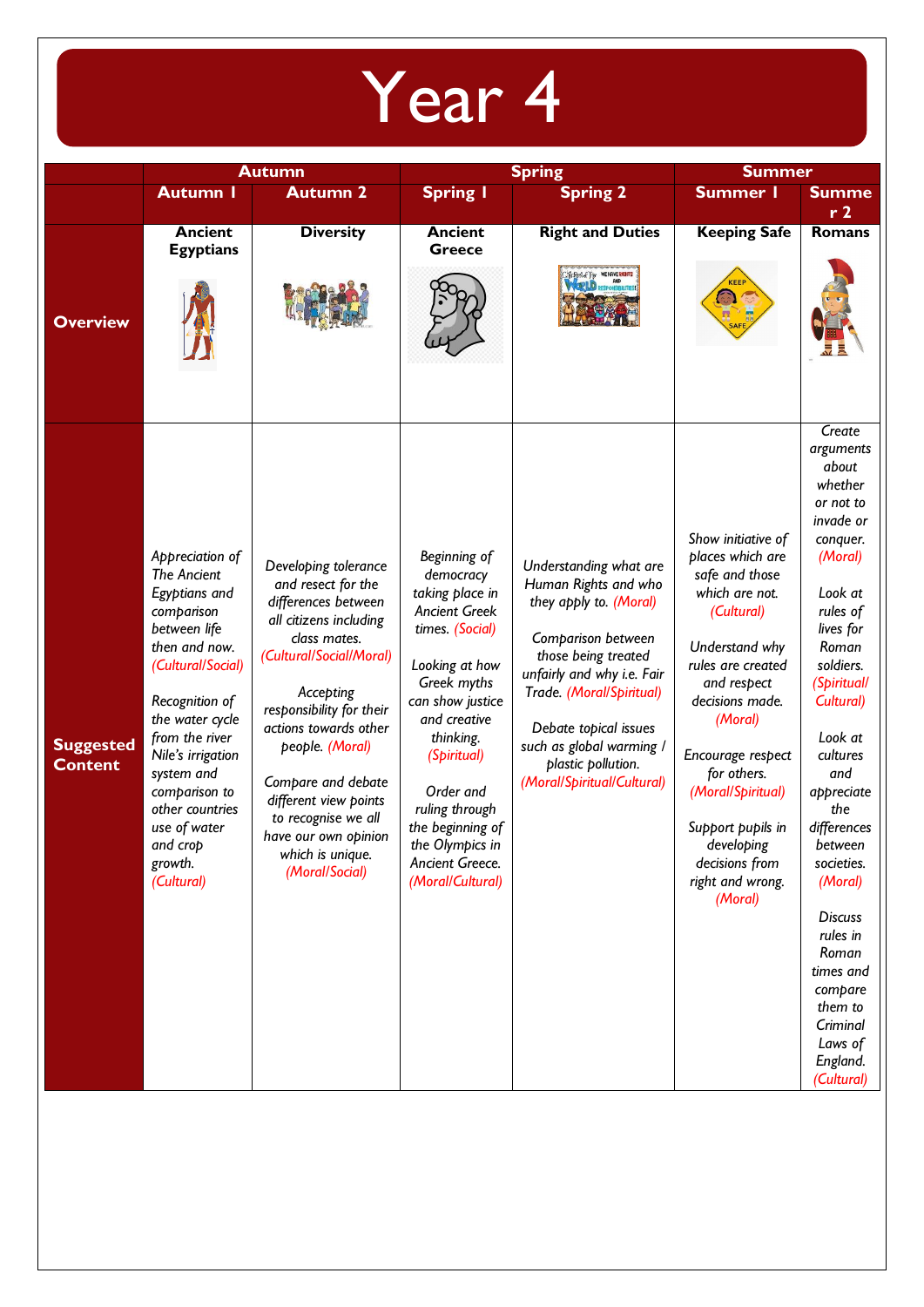# Year 4

| | Autumn | | Spring | | Summer | |
|---|---|---|---|---|---|---|
| | **Autumn 1** | **Autumn 2** | **Spring 1** | **Spring 2** | **Summer 1** | **Summer 2** |
| **Overview** | **Ancient Egyptians** | **Diversity** | **Ancient Greece** | **Right and Duties** | **Keeping Safe** | **Romans** |
| **Suggested Content** | *Appreciation of The Ancient Egyptians and comparison between life then and now. (Cultural/Social)*<br><br>*Recognition of the water cycle from the river Nile's irrigation system and comparison to other countries use of water and crop growth. (Cultural)* | *Developing tolerance and resect for the differences between all citizens including class mates. (Cultural/Social/Moral)*<br><br>*Accepting responsibility for their actions towards other people. (Moral)*<br><br>*Compare and debate different view points to recognise we all have our own opinion which is unique. (Moral/Social)* | *Beginning of democracy taking place in Ancient Greek times. (Social)*<br><br>*Looking at how Greek myths can show justice and creative thinking. (Spiritual)*<br><br>*Order and ruling through the beginning of the Olympics in Ancient Greece. (Moral/Cultural)* | *Understanding what are Human Rights and who they apply to. (Moral)*<br><br>*Comparison between those being treated unfairly and why i.e. Fair Trade. (Moral/Spiritual)*<br><br>*Debate topical issues such as global warming / plastic pollution. (Moral/Spiritual/Cultural)* | *Show initiative of places which are safe and those which are not. (Cultural)*<br><br>*Understand why rules are created and respect decisions made. (Moral)*<br><br>*Encourage respect for others. (Moral/Spiritual)*<br><br>*Support pupils in developing decisions from right and wrong. (Moral)* | *Create arguments about whether or not to invade or conquer. (Moral)*<br><br>*Look at rules of lives for Roman soldiers. (Spiritual/ Cultural)*<br><br>*Look at cultures and appreciate the differences between societies. (Moral)*<br><br>*Discuss rules in Roman times and compare them to Criminal Laws of England. (Cultural)* |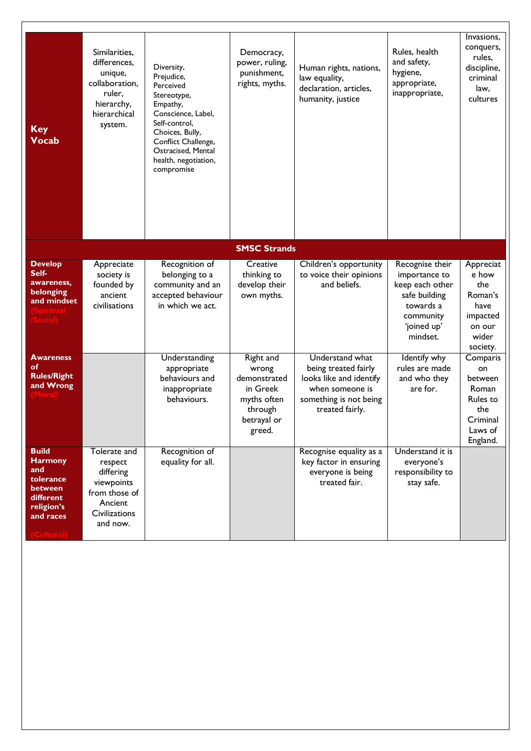| **Key Vocab** | Similarities, differences, unique, collaboration, ruler, hierarchy, hierarchical system. | Diversity, Prejudice, Perceived Stereotype, Empathy, Conscience, Label, Self-control, Choices, Bully, Conflict Challenge, Ostracised, Mental health, negotiation, compromise | Democracy, power, ruling, punishment, rights, myths. | Human rights, nations, law equality, declaration, articles, humanity, justice | Rules, health and safety, hygiene, appropriate, inappropriate, | Invasions, conquers, rules, discipline, criminal law, cultures |
|---|---|---|---|---|---|---|
| **SMSC Strands** | | | | | | |
| **Develop Self-awareness, belonging and mindset (Spiritual /Social)** | Appreciate society is founded by ancient civilisations | Recognition of belonging to a community and an accepted behaviour in which we act. | Creative thinking to develop their own myths. | Children's opportunity to voice their opinions and beliefs. | Recognise their importance to keep each other safe building towards a community 'joined up' mindset. | Appreciate how the Roman's have impacted on our wider society. |
| **Awareness of Rules/Right and Wrong (Moral)** | | Understanding appropriate behaviours and inappropriate behaviours. | Right and wrong demonstrated in Greek myths often through betrayal or greed. | Understand what being treated fairly looks like and identify when someone is something is not being treated fairly. | Identify why rules are made and who they are for. | Comparison between Roman Rules to the Criminal Laws of England. |
| **Build Harmony and tolerance between different religion's and races (Cultural)** | Tolerate and respect differing viewpoints from those of Ancient Civilizations and now. | Recognition of equality for all. | | Recognise equality as a key factor in ensuring everyone is being treated fair. | Understand it is everyone's responsibility to stay safe. | |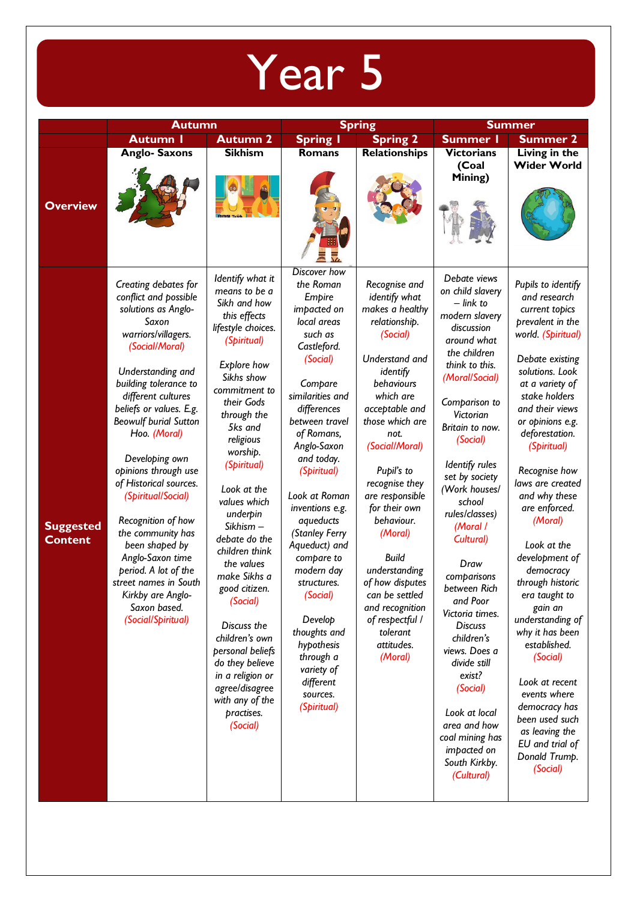# Year 5

| | Autumn | | Spring | | Summer | |
|---|---|---|---|---|---|---|
| | **Autumn 1** | **Autumn 2** | **Spring 1** | **Spring 2** | **Summer 1** | **Summer 2** |
| **Overview** | **Anglo- Saxons** | **Sikhism** | **Romans** | **Relationships** | **Victorians (Coal Mining)** | **Living in the Wider World** |
| **Suggested Content** | *Creating debates for conflict and possible solutions as Anglo-Saxon warriors/villagers. (Social/Moral)*<br><br>*Understanding and building tolerance to different cultures beliefs or values. E.g. Beowulf burial Sutton Hoo. (Moral)*<br><br>*Developing own opinions through use of Historical sources. (Spiritual/Social)*<br><br>*Recognition of how the community has been shaped by Anglo-Saxon time period. A lot of the street names in South Kirkby are Anglo-Saxon based. (Social/Spiritual)* | *Identify what it means to be a Sikh and how this effects lifestyle choices. (Spiritual)*<br><br>*Explore how Sikhs show commitment to their Gods through the 5ks and religious worship. (Spiritual)*<br><br>*Look at the values which underpin Sikhism – debate do the children think the values make Sikhs a good citizen. (Social)*<br><br>*Discuss the children's own personal beliefs do they believe in a religion or agree/disagree with any of the practises. (Social)* | *Discover how the Roman Empire impacted on local areas such as Castleford. (Social)*<br><br>*Compare similarities and differences between travel of Romans, Anglo-Saxon and today. (Spiritual)*<br><br>*Look at Roman inventions e.g. aqueducts (Stanley Ferry Aqueduct) and compare to modern day structures. (Social)*<br><br>*Develop thoughts and hypothesis through a variety of different sources. (Spiritual)* | *Recognise and identify what makes a healthy relationship. (Social)*<br><br>*Understand and identify behaviours which are acceptable and those which are not. (Social/Moral)*<br><br>*Pupil's to recognise they are responsible for their own behaviour. (Moral)*<br><br>*Build understanding of how disputes can be settled and recognition of respectful / tolerant attitudes. (Moral)* | *Debate views on child slavery – link to modern slavery discussion around what the children think to this. (Moral/Social)*<br><br>*Comparison to Victorian Britain to now. (Social)*<br><br>*Identify rules set by society (Work houses/ school rules/classes) (Moral / Cultural)*<br><br>*Draw comparisons between Rich and Poor Victoria times. Discuss children's views. Does a divide still exist? (Social)*<br><br>*Look at local area and how coal mining has impacted on South Kirkby. (Cultural)* | *Pupils to identify and research current topics prevalent in the world. (Spiritual)*<br><br>*Debate existing solutions. Look at a variety of stake holders and their views or opinions e.g. deforestation. (Spiritual)*<br><br>*Recognise how laws are created and why these are enforced. (Moral)*<br><br>*Look at the development of democracy through historic era taught to gain an understanding of why it has been established. (Social)*<br><br>*Look at recent events where democracy has been used such as leaving the EU and trial of Donald Trump. (Social)* |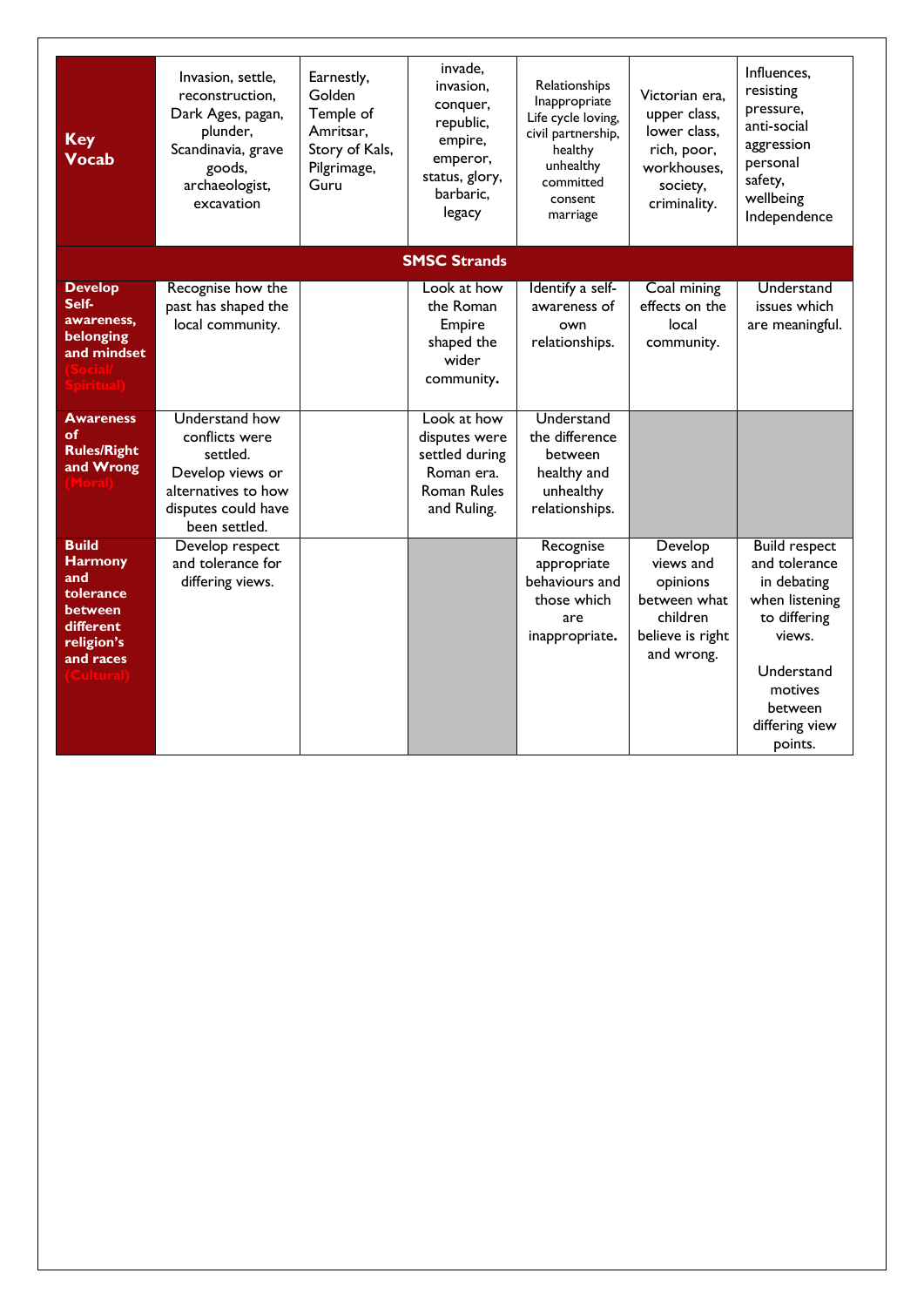| Key Vocab | Invasion, settle, reconstruction, Dark Ages, pagan, plunder, Scandinavia, grave goods, archaeologist, excavation | Earnestly, Golden Temple of Amritsar, Story of Kals, Pilgrimage, Guru | invade, invasion, conquer, republic, empire, emperor, status, glory, barbaric, legacy | Relationships Inappropriate Life cycle loving, civil partnership, healthy unhealthy committed consent marriage | Victorian era, upper class, lower class, rich, poor, workhouses, society, criminality. | Influences, resisting pressure, anti-social aggression personal safety, wellbeing Independence |
|---|---|---|---|---|---|---|
| **SMSC Strands** | | | | | | |
| **Develop Self-awareness, belonging and mindset (Social/ Spiritual)** | Recognise how the past has shaped the local community. | | Look at how the Roman Empire shaped the wider community. | Identify a self-awareness of own relationships. | Coal mining effects on the local community. | Understand issues which are meaningful. |
| **Awareness of Rules/Right and Wrong (Moral)** | Understand how conflicts were settled. Develop views or alternatives to how disputes could have been settled. | | Look at how disputes were settled during Roman era. Roman Rules and Ruling. | Understand the difference between healthy and unhealthy relationships. | | |
| **Build Harmony and tolerance between different religion's and races (Cultural)** | Develop respect and tolerance for differing views. | | | Recognise appropriate behaviours and those which are inappropriate. | Develop views and opinions between what children believe is right and wrong. | Build respect and tolerance in debating when listening to differing views. Understand motives between differing view points. |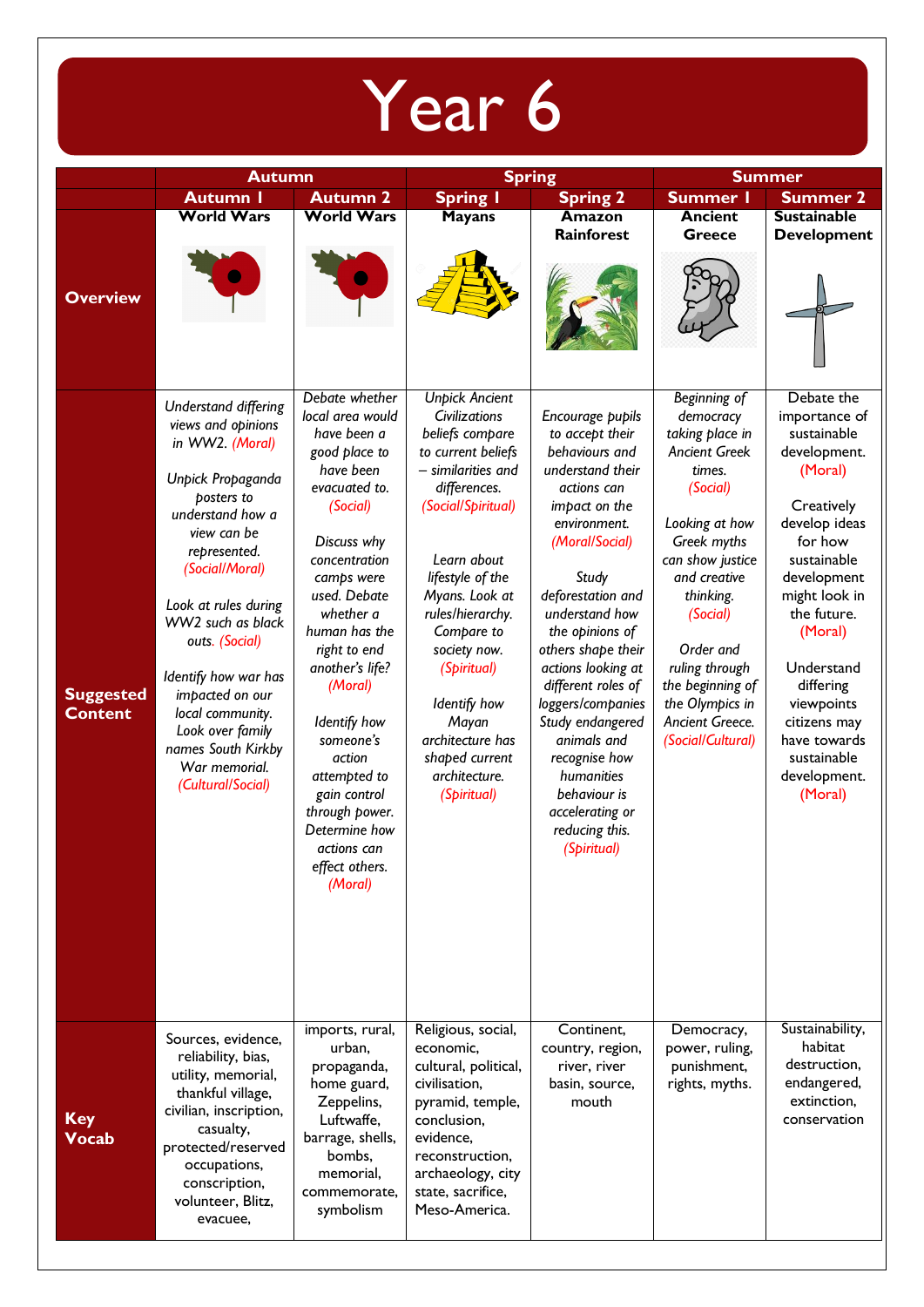# Year 6

| | Autumn | | Spring | | Summer | |
|---|---|---|---|---|---|---|
| | Autumn 1 | Autumn 2 | Spring 1 | Spring 2 | Summer 1 | Summer 2 |
| **Overview** | **World Wars** | **World Wars** | **Mayans** | **Amazon Rainforest** | **Ancient Greece** | **Sustainable Development** |
| **Suggested Content** | *Understand differing views and opinions in WW2. (Moral)*<br><br>*Unpick Propaganda posters to understand how a view can be represented. (Social/Moral)*<br><br>*Look at rules during WW2 such as black outs. (Social)*<br><br>*Identify how war has impacted on our local community. Look over family names South Kirkby War memorial. (Cultural/Social)* | *Debate whether local area would have been a good place to have been evacuated to. (Social)*<br><br>*Discuss why concentration camps were used. Debate whether a human has the right to end another's life? (Moral)*<br><br>*Identify how someone's action attempted to gain control through power. Determine how actions can effect others. (Moral)* | *Unpick Ancient Civilizations beliefs compare to current beliefs – similarities and differences. (Social/Spiritual)*<br><br>*Learn about lifestyle of the Myans. Look at rules/hierarchy. Compare to society now. (Spiritual)*<br><br>*Identify how Mayan architecture has shaped current architecture. (Spiritual)* | *Encourage pupils to accept their behaviours and understand their actions can impact on the environment. (Moral/Social)*<br><br>*Study deforestation and understand how the opinions of others shape their actions looking at different roles of loggers/companies Study endangered animals and recognise how humanities behaviour is accelerating or reducing this. (Spiritual)* | *Beginning of democracy taking place in Ancient Greek times. (Social)*<br><br>*Looking at how Greek myths can show justice and creative thinking. (Social)*<br><br>*Order and ruling through the beginning of the Olympics in Ancient Greece. (Social/Cultural)* | Debate the importance of sustainable development. (Moral)<br><br>Creatively develop ideas for how sustainable development might look in the future. (Moral)<br><br>Understand differing viewpoints citizens may have towards sustainable development. (Moral) |
| **Key Vocab** | Sources, evidence, reliability, bias, utility, memorial, thankful village, civilian, inscription, casualty, protected/reserved occupations, conscription, volunteer, Blitz, evacuee, | imports, rural, urban, propaganda, home guard, Zeppelins, Luftwaffe, barrage, shells, bombs, memorial, commemorate, symbolism | Religious, social, economic, cultural, political, civilisation, pyramid, temple, conclusion, evidence, reconstruction, archaeology, city state, sacrifice, Meso-America. | Continent, country, region, river, river basin, source, mouth | Democracy, power, ruling, punishment, rights, myths. | Sustainability, habitat destruction, endangered, extinction, conservation |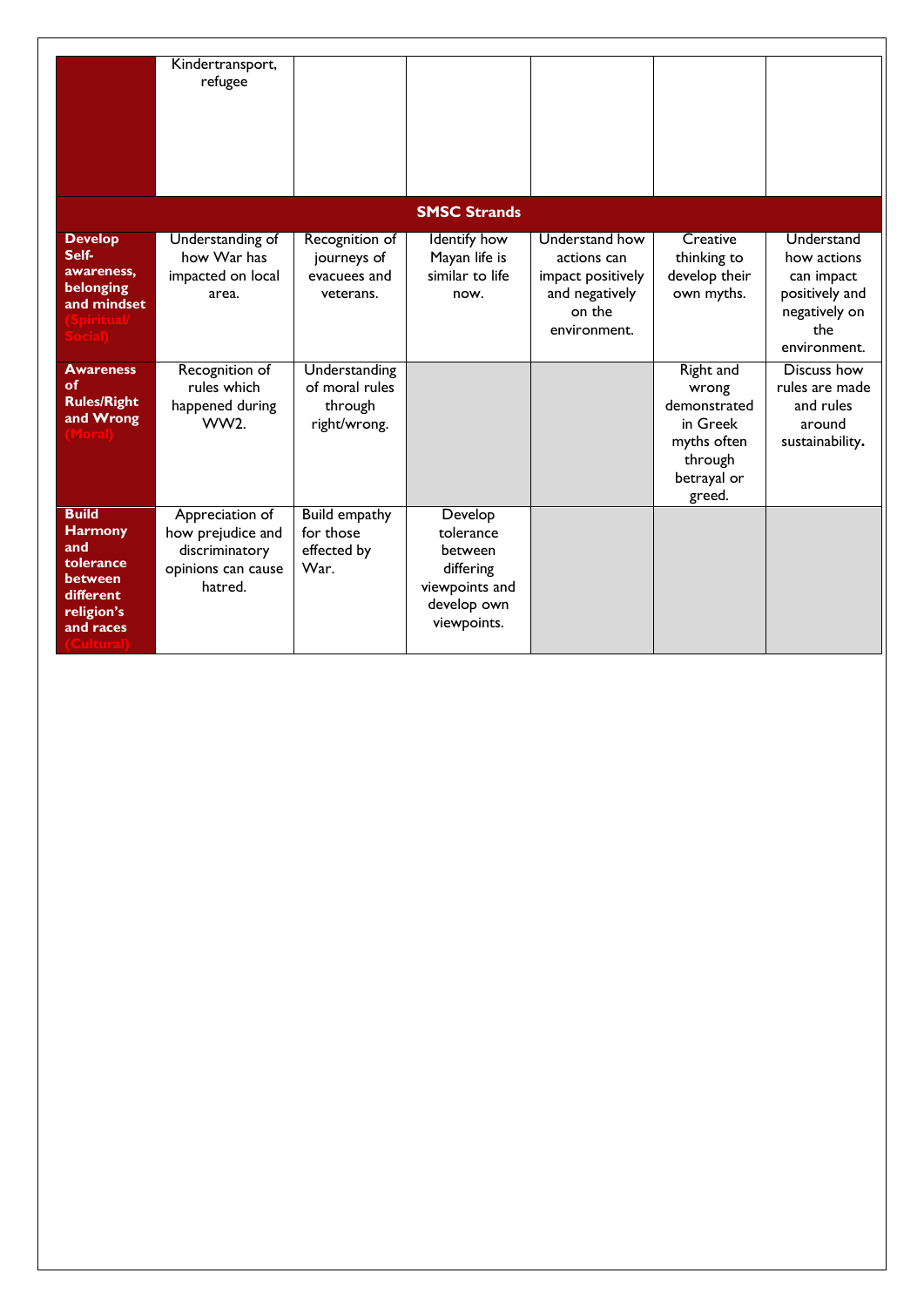| | | | | | | |
|---|---|---|---|---|---|---|
| | Kindertransport, refugee | | | | | |
| **SMSC Strands** | | | | | | |
| **Develop Self-awareness, belonging and mindset (Spiritual/ Social)** | Understanding of how War has impacted on local area. | Recognition of journeys of evacuees and veterans. | Identify how Mayan life is similar to life now. | Understand how actions can impact positively and negatively on the environment. | Creative thinking to develop their own myths. | Understand how actions can impact positively and negatively on the environment. |
| **Awareness of Rules/Right and Wrong (Moral)** | Recognition of rules which happened during WW2. | Understanding of moral rules through right/wrong. | | | Right and wrong demonstrated in Greek myths often through betrayal or greed. | Discuss how rules are made and rules around sustainability. |
| **Build Harmony and tolerance between different religion's and races (Cultural)** | Appreciation of how prejudice and discriminatory opinions can cause hatred. | Build empathy for those effected by War. | Develop tolerance between differing viewpoints and develop own viewpoints. | | | |